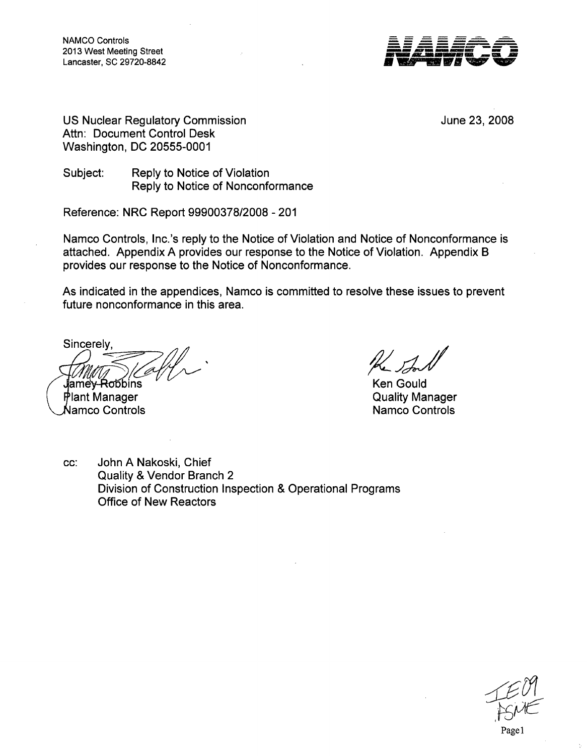NAMCO Controls
2013 West Meeting Street
Lancaster, SC 29720-8842

NAMCO

US Nuclear Regulatory Commission
Attn: Document Control Desk
Washington, DC 20555-0001

June 23, 2008

Subject: Reply to Notice of Violation
Reply to Notice of Nonconformance

Reference: NRC Report 99900378/2008 - 201

Namco Controls, Inc.'s reply to the Notice of Violation and Notice of Nonconformance is attached. Appendix A provides our response to the Notice of Violation. Appendix B provides our response to the Notice of Nonconformance.

As indicated in the appendices, Namco is committed to resolve these issues to prevent future nonconformance in this area.

Sincerely,

Jamey Robbins
Plant Manager
Namco Controls

Ken Gould
Quality Manager
Namco Controls

cc: John A Nakoski, Chief
Quality & Vendor Branch 2
Division of Construction Inspection & Operational Programs
Office of New Reactors

IE09
FSME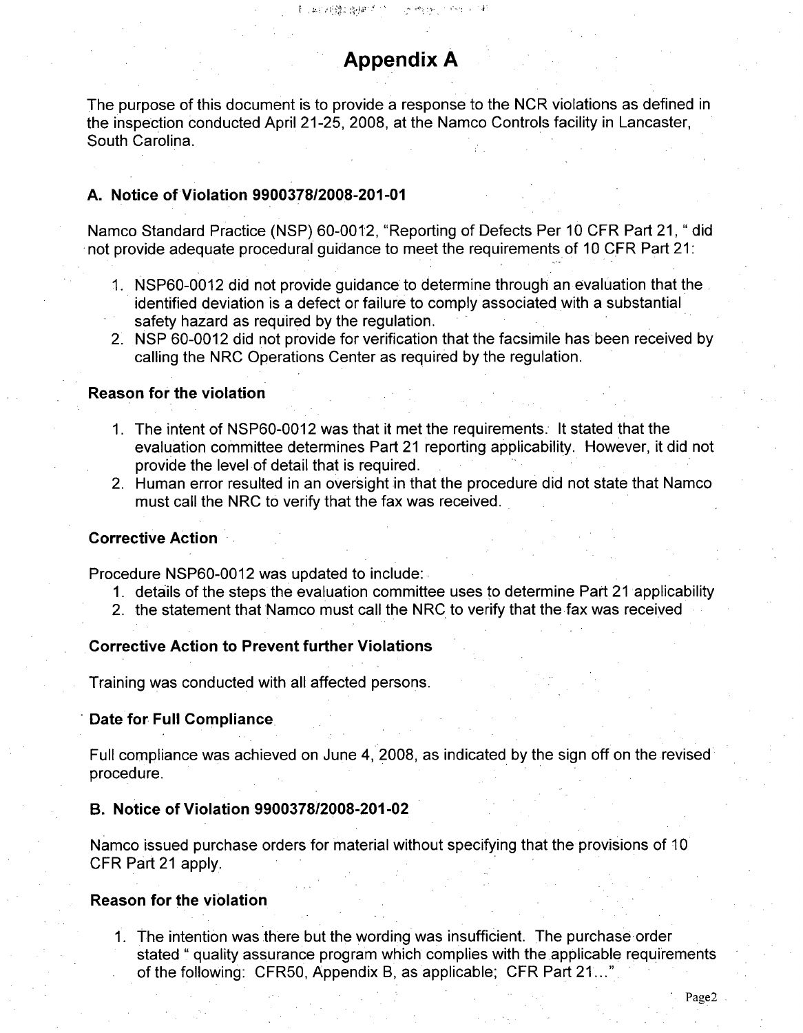# Appendix A

The purpose of this document is to provide a response to the NCR violations as defined in the inspection conducted April 21-25, 2008, at the Namco Controls facility in Lancaster, South Carolina.

## A. Notice of Violation 9900378/2008-201-01

Namco Standard Practice (NSP) 60-0012, "Reporting of Defects Per 10 CFR Part 21, " did not provide adequate procedural guidance to meet the requirements of 10 CFR Part 21:

1. NSP60-0012 did not provide guidance to determine through an evaluation that the identified deviation is a defect or failure to comply associated with a substantial safety hazard as required by the regulation.
2. NSP 60-0012 did not provide for verification that the facsimile has been received by calling the NRC Operations Center as required by the regulation.

### Reason for the violation

1. The intent of NSP60-0012 was that it met the requirements. It stated that the evaluation committee determines Part 21 reporting applicability. However, it did not provide the level of detail that is required.
2. Human error resulted in an oversight in that the procedure did not state that Namco must call the NRC to verify that the fax was received.

### Corrective Action

Procedure NSP60-0012 was updated to include:

1. details of the steps the evaluation committee uses to determine Part 21 applicability
2. the statement that Namco must call the NRC to verify that the fax was received

### Corrective Action to Prevent further Violations

Training was conducted with all affected persons.

### Date for Full Compliance

Full compliance was achieved on June 4, 2008, as indicated by the sign off on the revised procedure.

## B. Notice of Violation 9900378/2008-201-02

Namco issued purchase orders for material without specifying that the provisions of 10 CFR Part 21 apply.

### Reason for the violation

1. The intention was there but the wording was insufficient. The purchase order stated " quality assurance program which complies with the applicable requirements of the following: CFR50, Appendix B, as applicable; CFR Part 21..."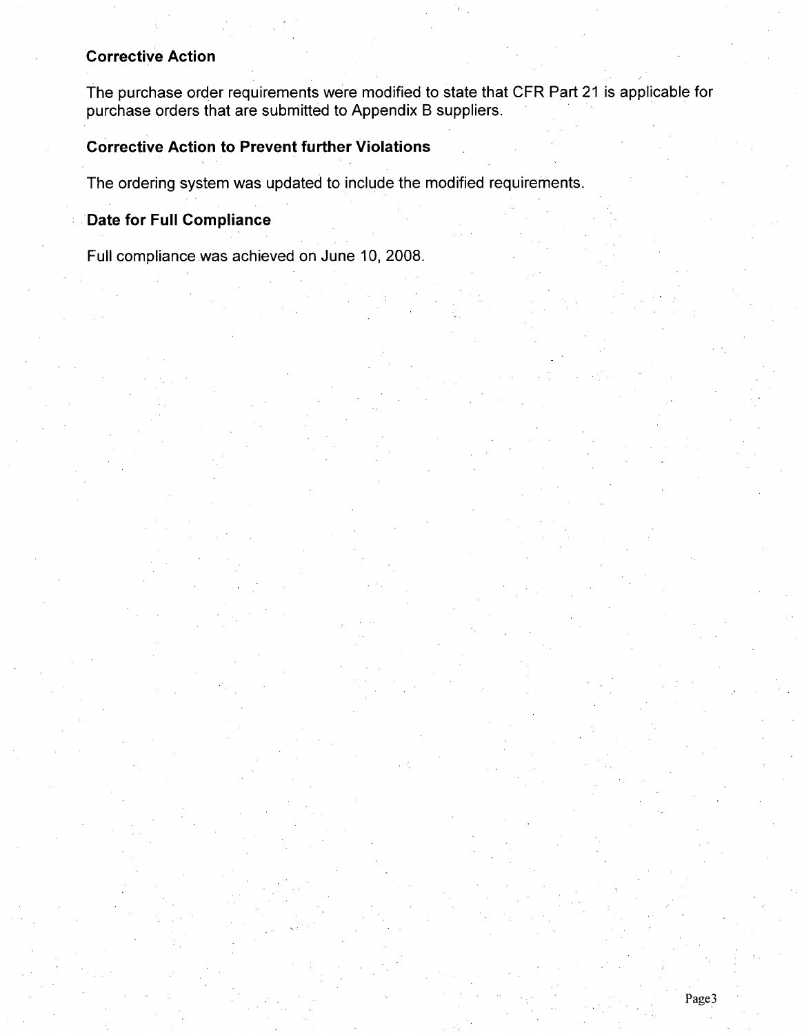### Corrective Action

The purchase order requirements were modified to state that CFR Part 21 is applicable for purchase orders that are submitted to Appendix B suppliers.

### Corrective Action to Prevent further Violations

The ordering system was updated to include the modified requirements.

### Date for Full Compliance

Full compliance was achieved on June 10, 2008.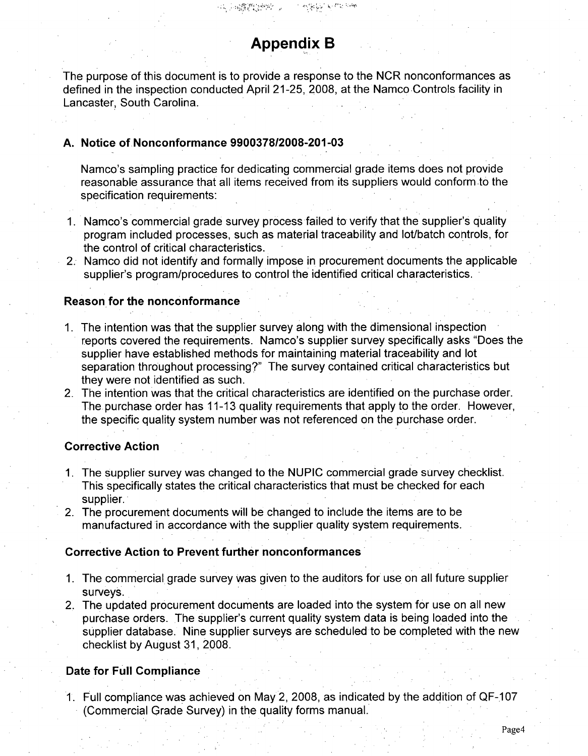# Appendix B

The purpose of this document is to provide a response to the NCR nonconformances as defined in the inspection conducted April 21-25, 2008, at the Namco Controls facility in Lancaster, South Carolina.

## A. Notice of Nonconformance 99000378/2008-201-03

Namco's sampling practice for dedicating commercial grade items does not provide reasonable assurance that all items received from its suppliers would conform to the specification requirements:

1. Namco's commercial grade survey process failed to verify that the supplier's quality program included processes, such as material traceability and lot/batch controls, for the control of critical characteristics.
2. Namco did not identify and formally impose in procurement documents the applicable supplier's program/procedures to control the identified critical characteristics.

### Reason for the nonconformance

1. The intention was that the supplier survey along with the dimensional inspection reports covered the requirements. Namco's supplier survey specifically asks "Does the supplier have established methods for maintaining material traceability and lot separation throughout processing?" The survey contained critical characteristics but they were not identified as such.
2. The intention was that the critical characteristics are identified on the purchase order. The purchase order has 11-13 quality requirements that apply to the order. However, the specific quality system number was not referenced on the purchase order.

### Corrective Action

1. The supplier survey was changed to the NUPIC commercial grade survey checklist. This specifically states the critical characteristics that must be checked for each supplier.
2. The procurement documents will be changed to include the items are to be manufactured in accordance with the supplier quality system requirements.

### Corrective Action to Prevent further nonconformances

1. The commercial grade survey was given to the auditors for use on all future supplier surveys.
2. The updated procurement documents are loaded into the system for use on all new purchase orders. The supplier's current quality system data is being loaded into the supplier database. Nine supplier surveys are scheduled to be completed with the new checklist by August 31, 2008.

### Date for Full Compliance

1. Full compliance was achieved on May 2, 2008, as indicated by the addition of QF-107 (Commercial Grade Survey) in the quality forms manual.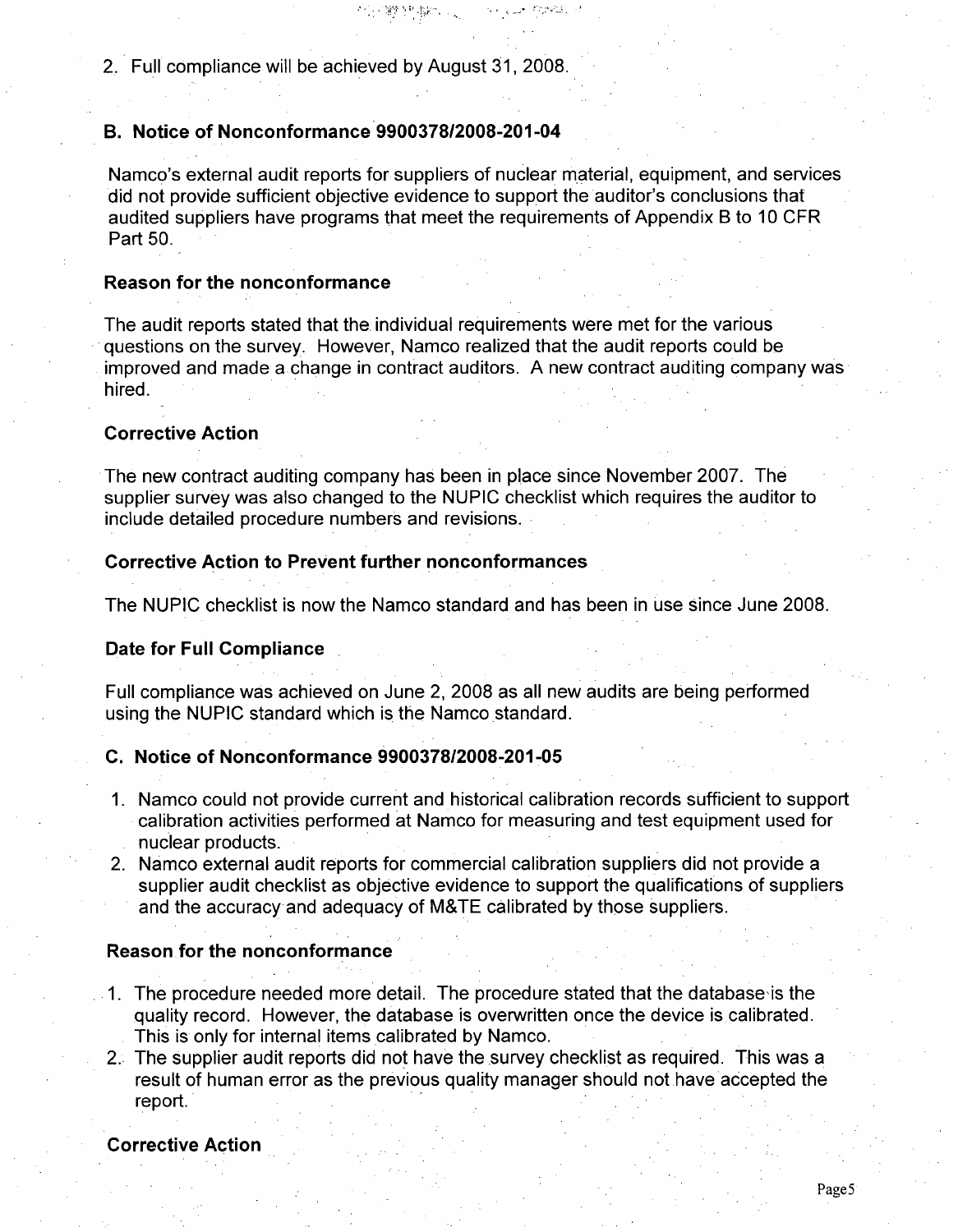2. Full compliance will be achieved by August 31, 2008.

### B. Notice of Nonconformance 9900378/2008-201-04

Namco's external audit reports for suppliers of nuclear material, equipment, and services did not provide sufficient objective evidence to support the auditor's conclusions that audited suppliers have programs that meet the requirements of Appendix B to 10 CFR Part 50.

#### Reason for the nonconformance

The audit reports stated that the individual requirements were met for the various questions on the survey. However, Namco realized that the audit reports could be improved and made a change in contract auditors. A new contract auditing company was hired.

#### Corrective Action

The new contract auditing company has been in place since November 2007. The supplier survey was also changed to the NUPIC checklist which requires the auditor to include detailed procedure numbers and revisions.

#### Corrective Action to Prevent further nonconformances

The NUPIC checklist is now the Namco standard and has been in use since June 2008.

#### Date for Full Compliance

Full compliance was achieved on June 2, 2008 as all new audits are being performed using the NUPIC standard which is the Namco standard.

### C. Notice of Nonconformance 9900378/2008-201-05

1. Namco could not provide current and historical calibration records sufficient to support calibration activities performed at Namco for measuring and test equipment used for nuclear products.
2. Namco external audit reports for commercial calibration suppliers did not provide a supplier audit checklist as objective evidence to support the qualifications of suppliers and the accuracy and adequacy of M&TE calibrated by those suppliers.

#### Reason for the nonconformance

1. The procedure needed more detail. The procedure stated that the database is the quality record. However, the database is overwritten once the device is calibrated. This is only for internal items calibrated by Namco.
2. The supplier audit reports did not have the survey checklist as required. This was a result of human error as the previous quality manager should not have accepted the report.

#### Corrective Action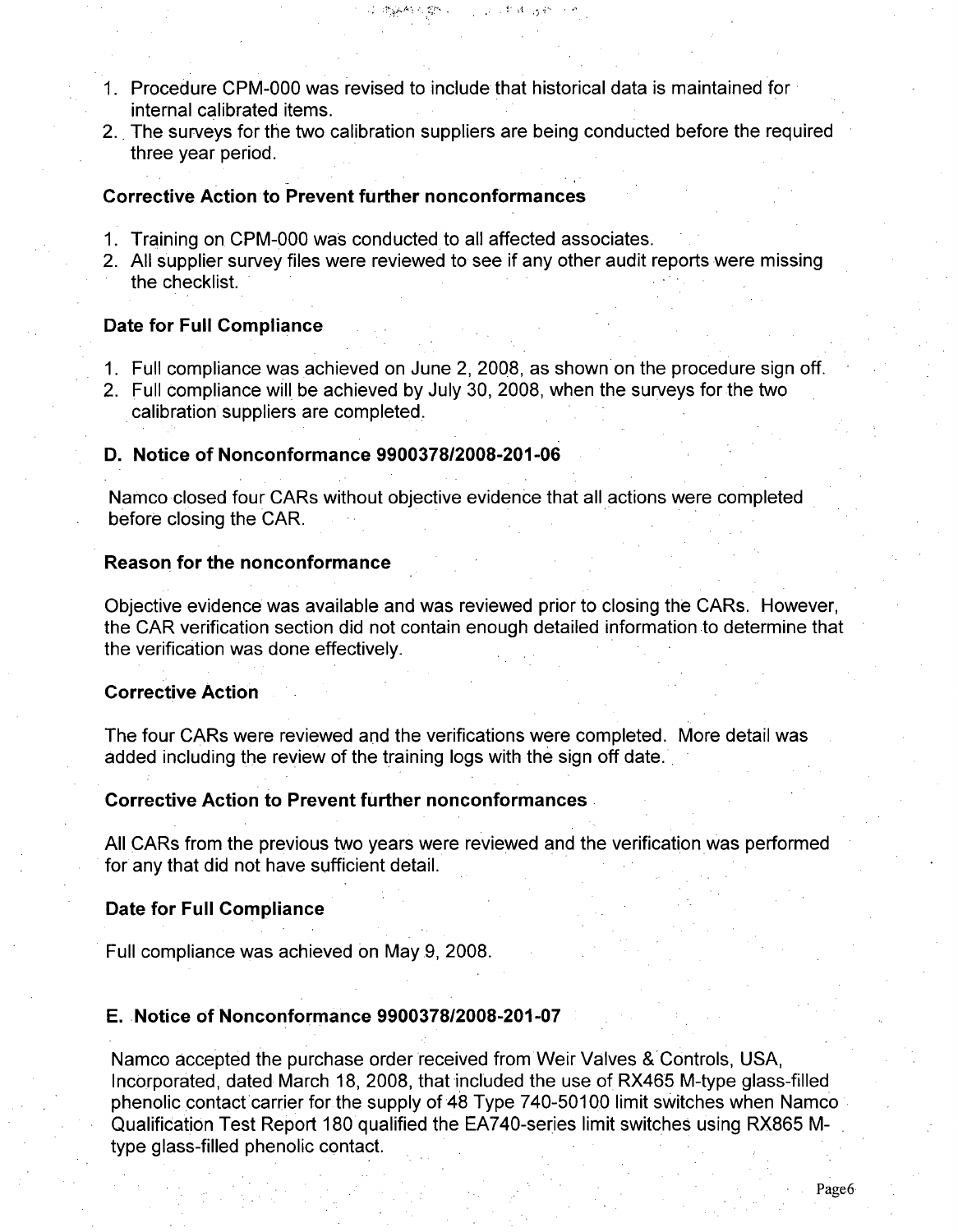1. Procedure CPM-000 was revised to include that historical data is maintained for internal calibrated items.
2. The surveys for the two calibration suppliers are being conducted before the required three year period.

**Corrective Action to Prevent further nonconformances**

1. Training on CPM-000 was conducted to all affected associates.
2. All supplier survey files were reviewed to see if any other audit reports were missing the checklist.

**Date for Full Compliance**

1. Full compliance was achieved on June 2, 2008, as shown on the procedure sign off.
2. Full compliance will be achieved by July 30, 2008, when the surveys for the two calibration suppliers are completed.

**D. Notice of Nonconformance 99003378/2008-201-06**

Namco closed four CARs without objective evidence that all actions were completed before closing the CAR.

**Reason for the nonconformance**

Objective evidence was available and was reviewed prior to closing the CARs. However, the CAR verification section did not contain enough detailed information to determine that the verification was done effectively.

**Corrective Action**

The four CARs were reviewed and the verifications were completed. More detail was added including the review of the training logs with the sign off date.

**Corrective Action to Prevent further nonconformances**

All CARs from the previous two years were reviewed and the verification was performed for any that did not have sufficient detail.

**Date for Full Compliance**

Full compliance was achieved on May 9, 2008.

**E. Notice of Nonconformance 9900378/2008-201-07**

Namco accepted the purchase order received from Weir Valves & Controls, USA, Incorporated, dated March 18, 2008, that included the use of RX465 M-type glass-filled phenolic contact carrier for the supply of 48 Type 740-50100 limit switches when Namco Qualification Test Report 180 qualified the EA740-series limit switches using RX865 M-type glass-filled phenolic contact.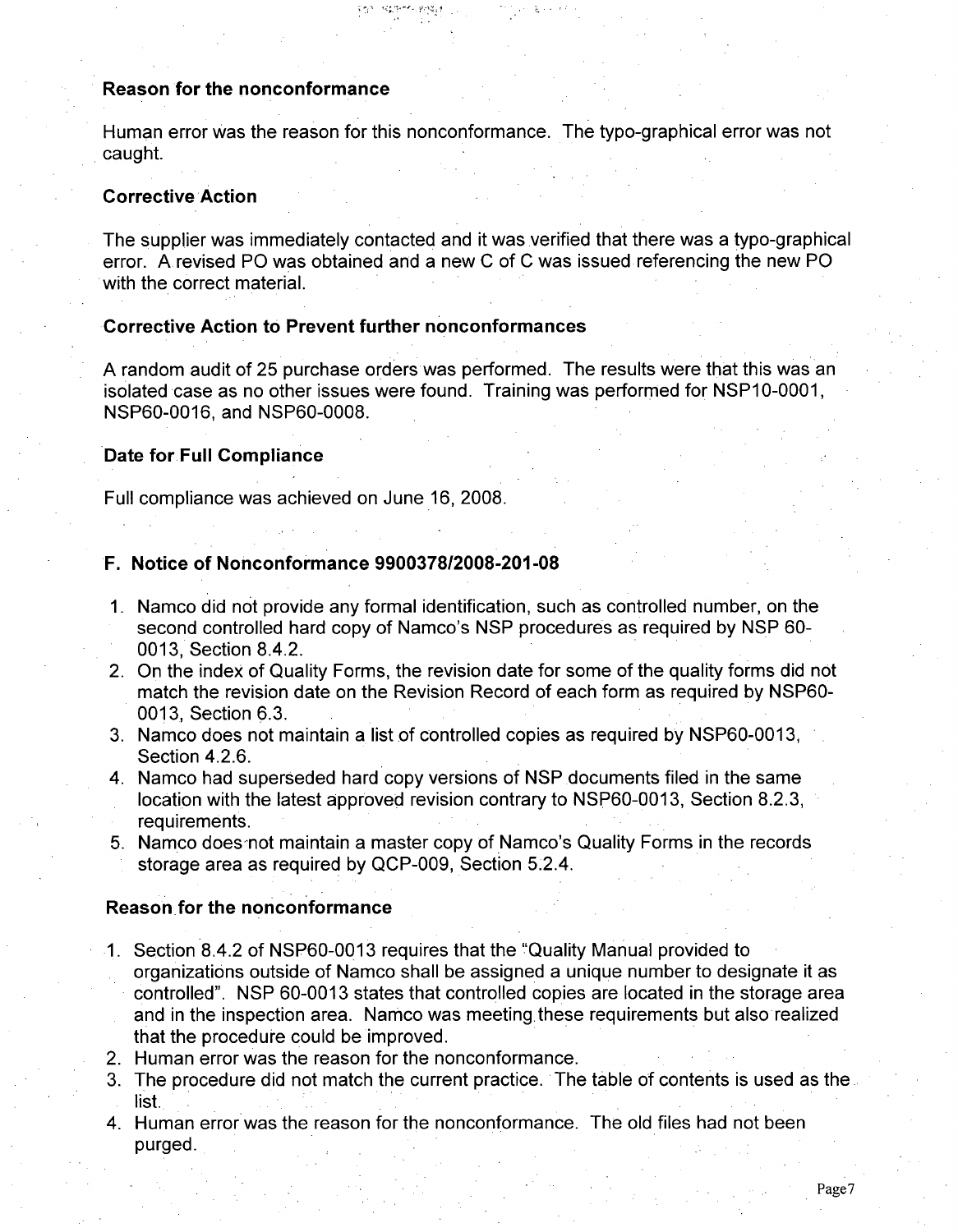### Reason for the nonconformance

Human error was the reason for this nonconformance. The typo-graphical error was not caught.

### Corrective Action

The supplier was immediately contacted and it was verified that there was a typo-graphical error. A revised PO was obtained and a new C of C was issued referencing the new PO with the correct material.

### Corrective Action to Prevent further nonconformances

A random audit of 25 purchase orders was performed. The results were that this was an isolated case as no other issues were found. Training was performed for NSP10-0001, NSP60-0016, and NSP60-0008.

### Date for Full Compliance

Full compliance was achieved on June 16, 2008.

## F. Notice of Nonconformance 9900378/2008-201-08

1. Namco did not provide any formal identification, such as controlled number, on the second controlled hard copy of Namco's NSP procedures as required by NSP 60-0013, Section 8.4.2.
2. On the index of Quality Forms, the revision date for some of the quality forms did not match the revision date on the Revision Record of each form as required by NSP60-0013, Section 6.3.
3. Namco does not maintain a list of controlled copies as required by NSP60-0013, Section 4.2.6.
4. Namco had superseded hard copy versions of NSP documents filed in the same location with the latest approved revision contrary to NSP60-0013, Section 8.2.3, requirements.
5. Namco does not maintain a master copy of Namco's Quality Forms in the records storage area as required by QCP-009, Section 5.2.4.

### Reason for the nonconformance

1. Section 8.4.2 of NSP60-0013 requires that the "Quality Manual provided to organizations outside of Namco shall be assigned a unique number to designate it as controlled". NSP 60-0013 states that controlled copies are located in the storage area and in the inspection area. Namco was meeting these requirements but also realized that the procedure could be improved.
2. Human error was the reason for the nonconformance.
3. The procedure did not match the current practice. The table of contents is used as the list.
4. Human error was the reason for the nonconformance. The old files had not been purged.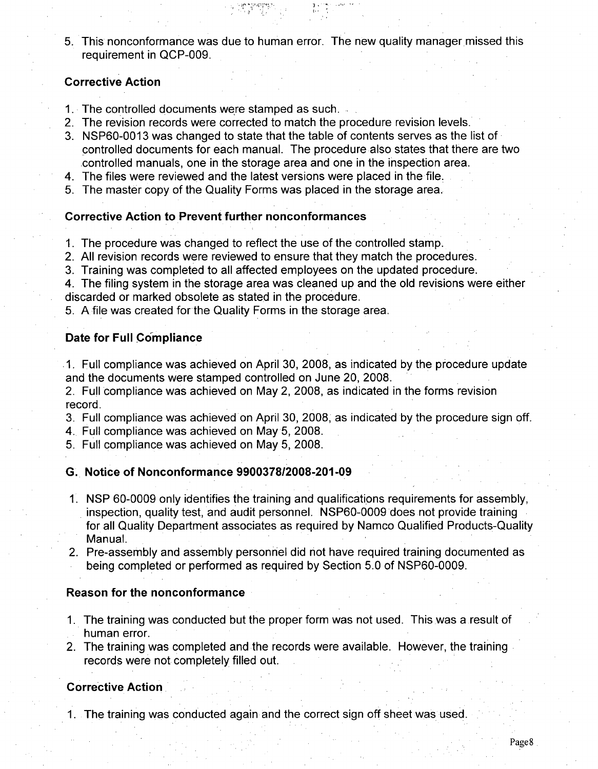5. This nonconformance was due to human error. The new quality manager missed this requirement in QCP-009.

**Corrective Action**

1. The controlled documents were stamped as such.
2. The revision records were corrected to match the procedure revision levels.
3. NSP60-0013 was changed to state that the table of contents serves as the list of controlled documents for each manual. The procedure also states that there are two controlled manuals, one in the storage area and one in the inspection area.
4. The files were reviewed and the latest versions were placed in the file.
5. The master copy of the Quality Forms was placed in the storage area.

**Corrective Action to Prevent further nonconformances**

1. The procedure was changed to reflect the use of the controlled stamp.
2. All revision records were reviewed to ensure that they match the procedures.
3. Training was completed to all affected employees on the updated procedure.
4. The filing system in the storage area was cleaned up and the old revisions were either discarded or marked obsolete as stated in the procedure.
5. A file was created for the Quality Forms in the storage area.

**Date for Full Compliance**

1. Full compliance was achieved on April 30, 2008, as indicated by the procedure update and the documents were stamped controlled on June 20, 2008.
2. Full compliance was achieved on May 2, 2008, as indicated in the forms revision record.
3. Full compliance was achieved on April 30, 2008, as indicated by the procedure sign off.
4. Full compliance was achieved on May 5, 2008.
5. Full compliance was achieved on May 5, 2008.

**G. Notice of Nonconformance 9900378/2008-201-09**

1. NSP 60-0009 only identifies the training and qualifications requirements for assembly, inspection, quality test, and audit personnel. NSP60-0009 does not provide training for all Quality Department associates as required by Namco Qualified Products-Quality Manual.
2. Pre-assembly and assembly personnel did not have required training documented as being completed or performed as required by Section 5.0 of NSP60-0009.

**Reason for the nonconformance**

1. The training was conducted but the proper form was not used. This was a result of human error.
2. The training was completed and the records were available. However, the training records were not completely filled out.

**Corrective Action**

1. The training was conducted again and the correct sign off sheet was used.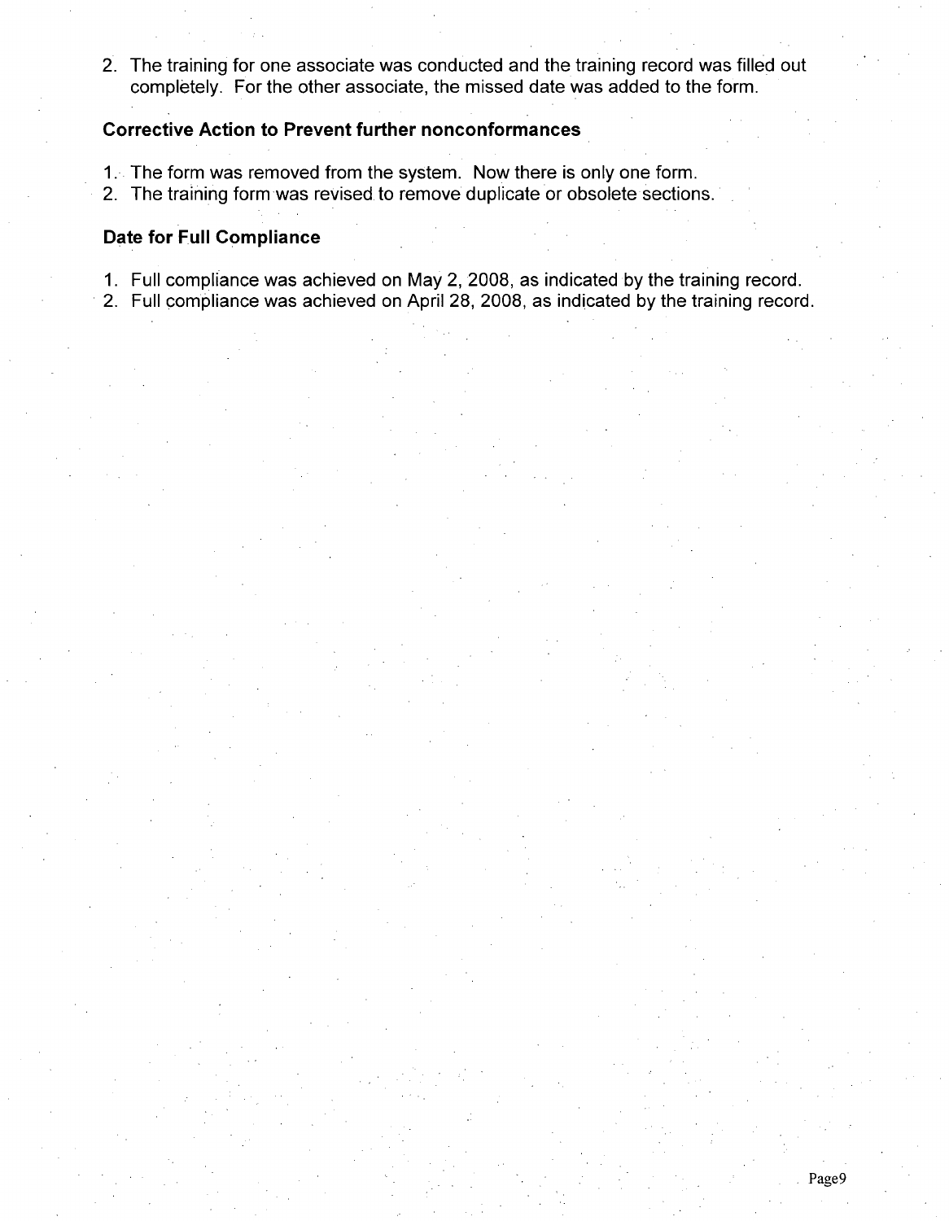2. The training for one associate was conducted and the training record was filled out completely. For the other associate, the missed date was added to the form.

**Corrective Action to Prevent further nonconformances**

1. The form was removed from the system. Now there is only one form.
2. The training form was revised to remove duplicate or obsolete sections.

**Date for Full Compliance**

1. Full compliance was achieved on May 2, 2008, as indicated by the training record.
2. Full compliance was achieved on April 28, 2008, as indicated by the training record.